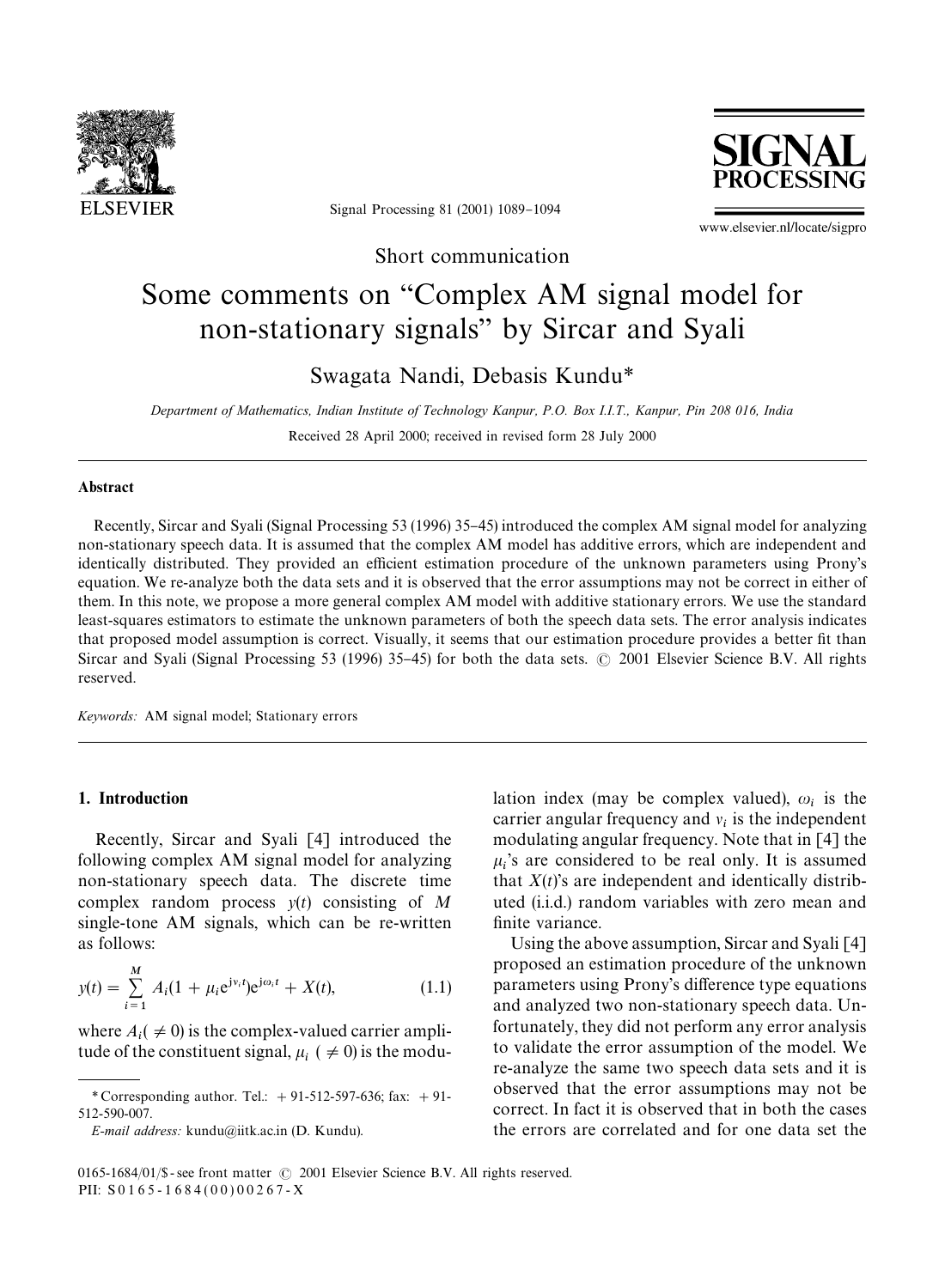Short communication

# Some comments on "Complex AM signal model for non-stationary signals" by Sircar and Syali

Swagata Nandi, Debasis Kundu*

*Department of Mathematics, Indian Institute of Technology Kanpur, P.O. Box I.I.T., Kanpur, Pin 208 016, India*

Received 28 April 2000; received in revised form 28 July 2000

## Abstract

Recently, Sircar and Syali (Signal Processing 53 (1996) 35–45) introduced the complex AM signal model for analyzing non-stationary speech data. It is assumed that the complex AM model has additive errors, which are independent and identically distributed. They provided an efficient estimation procedure of the unknown parameters using Prony's equation. We re-analyze both the data sets and it is observed that the error assumptions may not be correct in either of them. In this note, we propose a more general complex AM model with additive stationary errors. We use the standard least-squares estimators to estimate the unknown parameters of both the speech data sets. The error analysis indicates that proposed model assumption is correct. Visually, it seems that our estimation procedure provides a better fit than Sircar and Syali (Signal Processing 53 (1996) 35–45) for both the data sets. © 2001 Elsevier Science B.V. All rights reserved.

*Keywords:* AM signal model; Stationary errors

## 1. Introduction

Recently, Sircar and Syali [4] introduced the following complex AM signal model for analyzing non-stationary speech data. The discrete time complex random process $y(t)$ consisting of $M$ single-tone AM signals, which can be re-written as follows:

$$y(t) = \sum_{i=1}^{M} A_i(1 + \mu_i e^{j v_i t}) e^{j \omega_i t} + X(t), \tag{1.1}$$

where $A_i (\neq 0)$ is the complex-valued carrier amplitude of the constituent signal, $\mu_i$ $(\neq 0)$ is the modulation index (may be complex valued), $\omega_i$ is the carrier angular frequency and $v_i$ is the independent modulating angular frequency. Note that in [4] the $\mu_i$'s are considered to be real only. It is assumed that $X(t)$'s are independent and identically distributed (i.i.d.) random variables with zero mean and finite variance.

Using the above assumption, Sircar and Syali [4] proposed an estimation procedure of the unknown parameters using Prony's difference type equations and analyzed two non-stationary speech data. Unfortunately, they did not perform any error analysis to validate the error assumption of the model. We re-analyze the same two speech data sets and it is observed that the error assumptions may not be correct. In fact it is observed that in both the cases the errors are correlated and for one data set the

* Corresponding author. Tel.: +91-512-597-636; fax: +91-512-590-007.

*E-mail address:* kundu@iitk.ac.in (D. Kundu).

0165-1684/01/$ - see front matter © 2001 Elsevier Science B.V. All rights reserved.
PII: S0165-1684(00)00267-X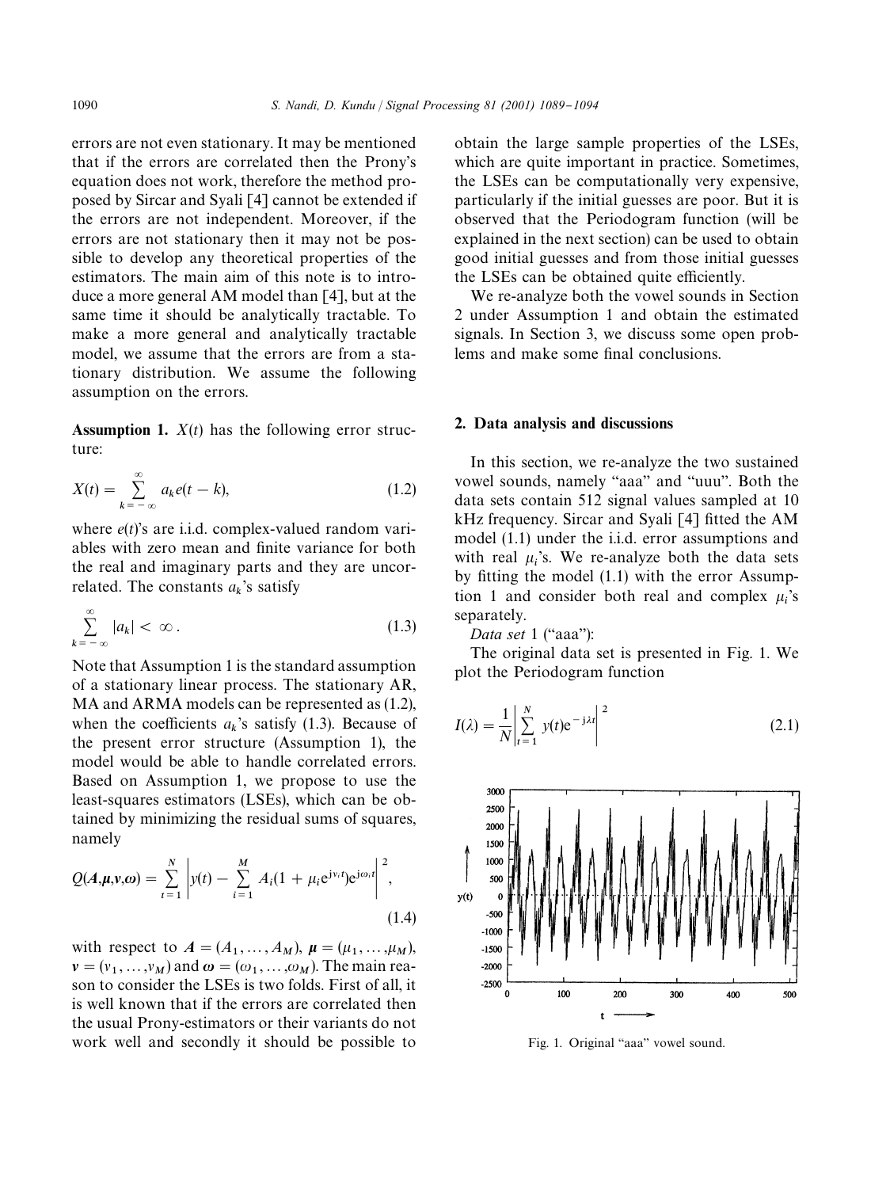errors are not even stationary. It may be mentioned that if the errors are correlated then the Prony's equation does not work, therefore the method proposed by Sircar and Syali [4] cannot be extended if the errors are not independent. Moreover, if the errors are not stationary then it may not be possible to develop any theoretical properties of the estimators. The main aim of this note is to introduce a more general AM model than [4], but at the same time it should be analytically tractable. To make a more general and analytically tractable model, we assume that the errors are from a stationary distribution. We assume the following assumption on the errors.

**Assumption 1.** $X(t)$ has the following error structure:

$$X(t) = \sum_{k=-\infty}^{\infty} a_k e(t-k), \tag{1.2}$$

where $e(t)$'s are i.i.d. complex-valued random variables with zero mean and finite variance for both the real and imaginary parts and they are uncorrelated. The constants $a_k$'s satisfy

$$\sum_{k=-\infty}^{\infty} |a_k| < \infty. \tag{1.3}$$

Note that Assumption 1 is the standard assumption of a stationary linear process. The stationary AR, MA and ARMA models can be represented as (1.2), when the coefficients $a_k$'s satisfy (1.3). Because of the present error structure (Assumption 1), the model would be able to handle correlated errors. Based on Assumption 1, we propose to use the least-squares estimators (LSEs), which can be obtained by minimizing the residual sums of squares, namely

$$Q(\boldsymbol{A},\boldsymbol{\mu},\boldsymbol{\nu},\boldsymbol{\omega}) = \sum_{t=1}^{N} \left| y(t) - \sum_{i=1}^{M} A_i (1 + \mu_i \mathrm{e}^{\mathrm{j}\nu_i t}) \mathrm{e}^{\mathrm{j}\omega_i t} \right|^2, \tag{1.4}$$

with respect to $\boldsymbol{A} = (A_1, \ldots, A_M)$, $\boldsymbol{\mu} = (\mu_1, \ldots, \mu_M)$, $\boldsymbol{\nu} = (\nu_1, \ldots, \nu_M)$ and $\boldsymbol{\omega} = (\omega_1, \ldots, \omega_M)$. The main reason to consider the LSEs is two folds. First of all, it is well known that if the errors are correlated then the usual Prony-estimators or their variants do not work well and secondly it should be possible to obtain the large sample properties of the LSEs, which are quite important in practice. Sometimes, the LSEs can be computationally very expensive, particularly if the initial guesses are poor. But it is observed that the Periodogram function (will be explained in the next section) can be used to obtain good initial guesses and from those initial guesses the LSEs can be obtained quite efficiently.

We re-analyze both the vowel sounds in Section 2 under Assumption 1 and obtain the estimated signals. In Section 3, we discuss some open problems and make some final conclusions.

## 2. Data analysis and discussions

In this section, we re-analyze the two sustained vowel sounds, namely "aaa" and "uuu". Both the data sets contain 512 signal values sampled at 10 kHz frequency. Sircar and Syali [4] fitted the AM model (1.1) under the i.i.d. error assumptions and with real $\mu_i$'s. We re-analyze both the data sets by fitting the model (1.1) with the error Assumption 1 and consider both real and complex $\mu_i$'s separately.

*Data set* 1 ("aaa"):

The original data set is presented in Fig. 1. We plot the Periodogram function

$$I(\lambda) = \frac{1}{N} \left| \sum_{t=1}^{N} y(t) \mathrm{e}^{-\mathrm{j}\lambda t} \right|^2 \tag{2.1}$$

Fig. 1. Original "aaa" vowel sound.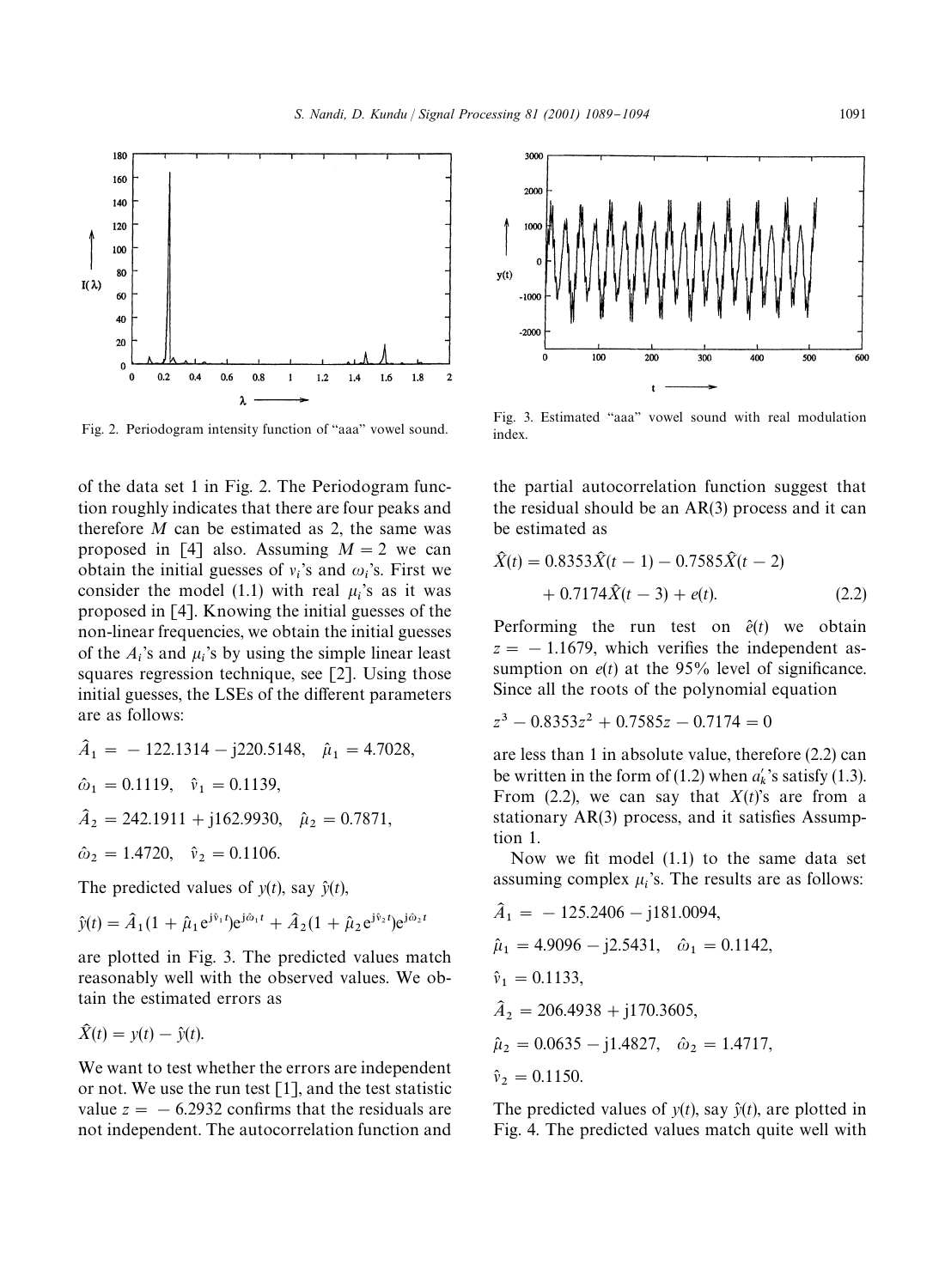Fig. 2. Periodogram intensity function of "aaa" vowel sound.

Fig. 3. Estimated "aaa" vowel sound with real modulation index.

of the data set 1 in Fig. 2. The Periodogram function roughly indicates that there are four peaks and therefore $M$ can be estimated as 2, the same was proposed in [4] also. Assuming $M = 2$ we can obtain the initial guesses of $v_i$'s and $\omega_i$'s. First we consider the model (1.1) with real $\mu_i$'s as it was proposed in [4]. Knowing the initial guesses of the non-linear frequencies, we obtain the initial guesses of the $A_i$'s and $\mu_i$'s by using the simple linear least squares regression technique, see [2]. Using those initial guesses, the LSEs of the different parameters are as follows:

$$\hat{A}_1 = -122.1314 - \mathrm{j}220.5148, \quad \hat{\mu}_1 = 4.7028,$$

$$\hat{\omega}_1 = 0.1119, \quad \hat{v}_1 = 0.1139,$$

$$\hat{A}_2 = 242.1911 + \mathrm{j}162.9930, \quad \hat{\mu}_2 = 0.7871,$$

$$\hat{\omega}_2 = 1.4720, \quad \hat{v}_2 = 0.1106.$$

The predicted values of $y(t)$, say $\hat{y}(t)$,

$$\hat{y}(t) = \hat{A}_1(1 + \hat{\mu}_1 \mathrm{e}^{\mathrm{j}\hat{v}_1 t})\mathrm{e}^{\mathrm{j}\hat{\omega}_1 t} + \hat{A}_2(1 + \hat{\mu}_2 \mathrm{e}^{\mathrm{j}\hat{v}_2 t})\mathrm{e}^{\mathrm{j}\hat{\omega}_2 t}$$

are plotted in Fig. 3. The predicted values match reasonably well with the observed values. We obtain the estimated errors as

$$\hat{X}(t) = y(t) - \hat{y}(t).$$

We want to test whether the errors are independent or not. We use the run test [1], and the test statistic value $z = -6.2932$ confirms that the residuals are not independent. The autocorrelation function and the partial autocorrelation function suggest that the residual should be an AR(3) process and it can be estimated as

$$\hat{X}(t) = 0.8353\hat{X}(t-1) - 0.7585\hat{X}(t-2) + 0.7174\hat{X}(t-3) + e(t). \tag{2.2}$$

Performing the run test on $\hat{e}(t)$ we obtain $z = -1.1679$, which verifies the independent assumption on $e(t)$ at the 95% level of significance. Since all the roots of the polynomial equation

$$z^3 - 0.8353z^2 + 0.7585z - 0.7174 = 0$$

are less than 1 in absolute value, therefore (2.2) can be written in the form of (1.2) when $a_k'$'s satisfy (1.3). From (2.2), we can say that $X(t)$'s are from a stationary AR(3) process, and it satisfies Assumption 1.

Now we fit model (1.1) to the same data set assuming complex $\mu_i$'s. The results are as follows:

$$\hat{A}_1 = -125.2406 - \mathrm{j}181.0094,$$

$$\hat{\mu}_1 = 4.9096 - \mathrm{j}2.5431, \quad \hat{\omega}_1 = 0.1142,$$

$$\hat{v}_1 = 0.1133,$$

$$\hat{A}_2 = 206.4938 + \mathrm{j}170.3605,$$

$$\hat{\mu}_2 = 0.0635 - \mathrm{j}1.4827, \quad \hat{\omega}_2 = 1.4717,$$

$$\hat{v}_2 = 0.1150.$$

The predicted values of $y(t)$, say $\hat{y}(t)$, are plotted in Fig. 4. The predicted values match quite well with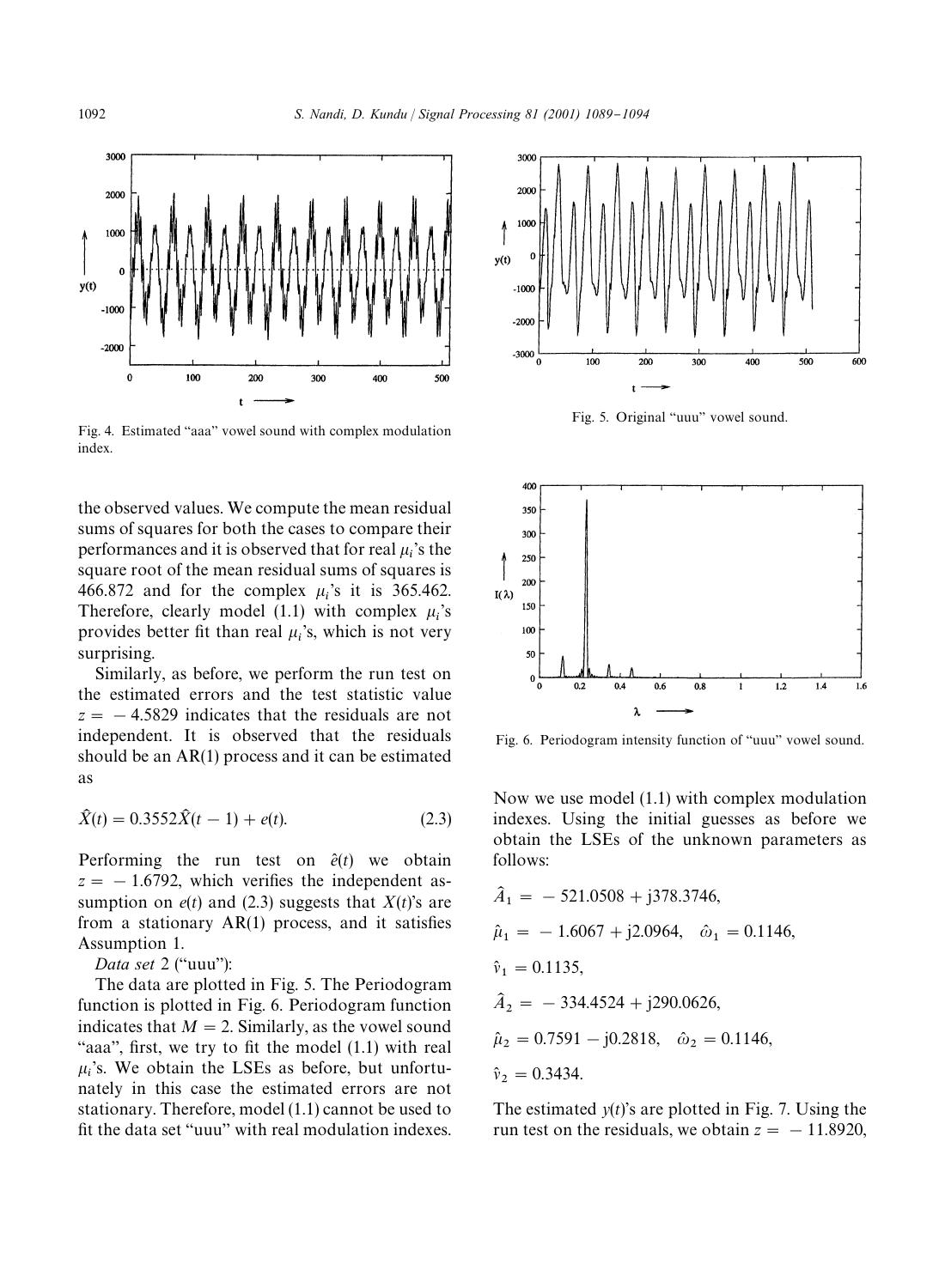Fig. 4. Estimated "aaa" vowel sound with complex modulation index.

Fig. 5. Original "uuu" vowel sound.

Fig. 6. Periodogram intensity function of "uuu" vowel sound.

the observed values. We compute the mean residual sums of squares for both the cases to compare their performances and it is observed that for real $\mu_i$'s the square root of the mean residual sums of squares is 466.872 and for the complex $\mu_i$'s it is 365.462. Therefore, clearly model (1.1) with complex $\mu_i$'s provides better fit than real $\mu_i$'s, which is not very surprising.

Similarly, as before, we perform the run test on the estimated errors and the test statistic value $z = -4.5829$ indicates that the residuals are not independent. It is observed that the residuals should be an AR(1) process and it can be estimated as

$$\hat{X}(t) = 0.3552\hat{X}(t-1) + e(t). \tag{2.3}$$

Performing the run test on $\hat{e}(t)$ we obtain $z = -1.6792$, which verifies the independent assumption on $e(t)$ and (2.3) suggests that $X(t)$'s are from a stationary AR(1) process, and it satisfies Assumption 1.

*Data set* 2 ("uuu"):

The data are plotted in Fig. 5. The Periodogram function is plotted in Fig. 6. Periodogram function indicates that $M = 2$. Similarly, as the vowel sound "aaa", first, we try to fit the model (1.1) with real $\mu_i$'s. We obtain the LSEs as before, but unfortunately in this case the estimated errors are not stationary. Therefore, model (1.1) cannot be used to fit the data set "uuu" with real modulation indexes.

Now we use model (1.1) with complex modulation indexes. Using the initial guesses as before we obtain the LSEs of the unknown parameters as follows:

$$\hat{A}_1 = -521.0508 + j378.3746,$$

$$\hat{\mu}_1 = -1.6067 + j2.0964, \quad \hat{\omega}_1 = 0.1146,$$

$$\hat{v}_1 = 0.1135,$$

$$\hat{A}_2 = -334.4524 + j290.0626,$$

$$\hat{\mu}_2 = 0.7591 - j0.2818, \quad \hat{\omega}_2 = 0.1146,$$

$$\hat{v}_2 = 0.3434.$$

The estimated $y(t)$'s are plotted in Fig. 7. Using the run test on the residuals, we obtain $z = -11.8920$,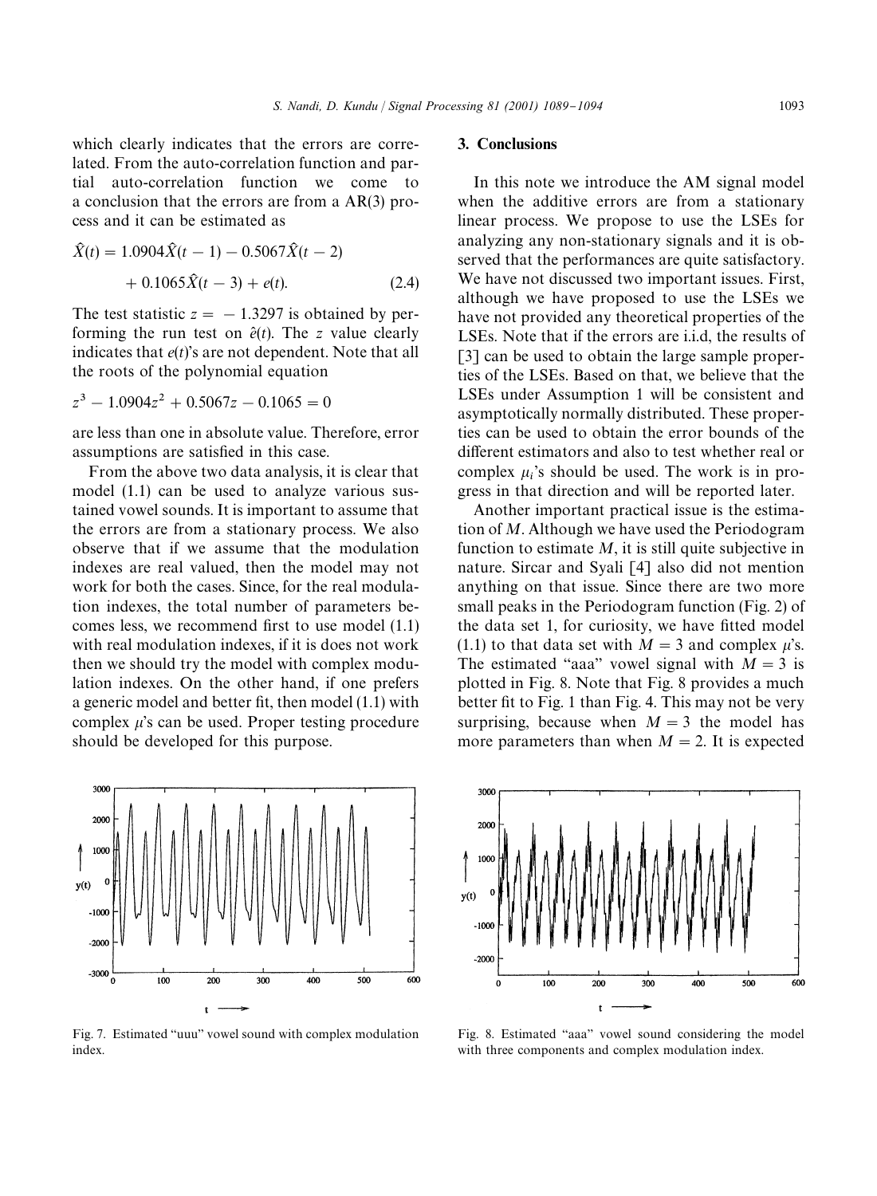which clearly indicates that the errors are correlated. From the auto-correlation function and partial auto-correlation function we come to a conclusion that the errors are from a AR(3) process and it can be estimated as

$$\hat{X}(t) = 1.0904\hat{X}(t-1) - 0.5067\hat{X}(t-2) + 0.1065\hat{X}(t-3) + e(t). \tag{2.4}$$

The test statistic $z = -1.3297$ is obtained by performing the run test on $\hat{e}(t)$. The $z$ value clearly indicates that $e(t)$'s are not dependent. Note that all the roots of the polynomial equation

$$z^3 - 1.0904z^2 + 0.5067z - 0.1065 = 0$$

are less than one in absolute value. Therefore, error assumptions are satisfied in this case.

From the above two data analysis, it is clear that model (1.1) can be used to analyze various sustained vowel sounds. It is important to assume that the errors are from a stationary process. We also observe that if we assume that the modulation indexes are real valued, then the model may not work for both the cases. Since, for the real modulation indexes, the total number of parameters becomes less, we recommend first to use model (1.1) with real modulation indexes, if it is does not work then we should try the model with complex modulation indexes. On the other hand, if one prefers a generic model and better fit, then model (1.1) with complex $\mu$'s can be used. Proper testing procedure should be developed for this purpose.

Fig. 7. Estimated "uuu" vowel sound with complex modulation index.

## 3. Conclusions

In this note we introduce the AM signal model when the additive errors are from a stationary linear process. We propose to use the LSEs for analyzing any non-stationary signals and it is observed that the performances are quite satisfactory. We have not discussed two important issues. First, although we have proposed to use the LSEs we have not provided any theoretical properties of the LSEs. Note that if the errors are i.i.d, the results of [3] can be used to obtain the large sample properties of the LSEs. Based on that, we believe that the LSEs under Assumption 1 will be consistent and asymptotically normally distributed. These properties can be used to obtain the error bounds of the different estimators and also to test whether real or complex $\mu_i$'s should be used. The work is in progress in that direction and will be reported later.

Another important practical issue is the estimation of $M$. Although we have used the Periodogram function to estimate $M$, it is still quite subjective in nature. Sircar and Syali [4] also did not mention anything on that issue. Since there are two more small peaks in the Periodogram function (Fig. 2) of the data set 1, for curiosity, we have fitted model (1.1) to that data set with $M = 3$ and complex $\mu$'s. The estimated "aaa" vowel signal with $M = 3$ is plotted in Fig. 8. Note that Fig. 8 provides a much better fit to Fig. 1 than Fig. 4. This may not be very surprising, because when $M = 3$ the model has more parameters than when $M = 2$. It is expected

Fig. 8. Estimated "aaa" vowel sound considering the model with three components and complex modulation index.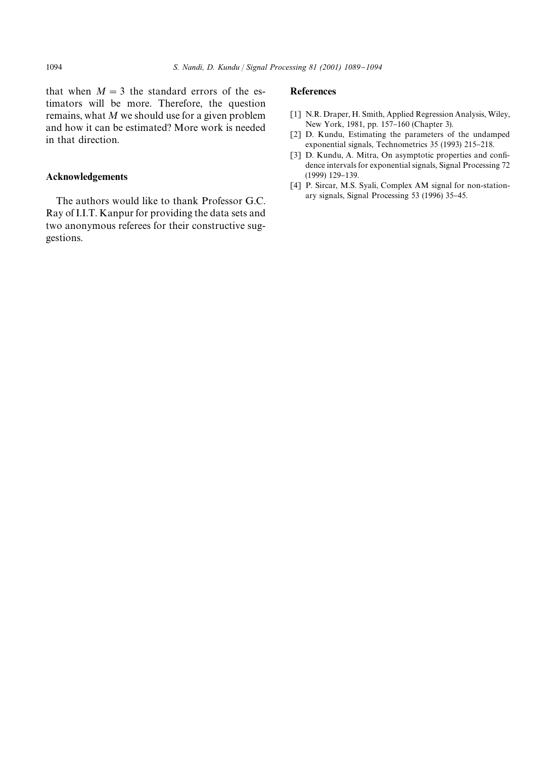that when $M = 3$ the standard errors of the estimators will be more. Therefore, the question remains, what $M$ we should use for a given problem and how it can be estimated? More work is needed in that direction.

## Acknowledgements

The authors would like to thank Professor G.C. Ray of I.I.T. Kanpur for providing the data sets and two anonymous referees for their constructive suggestions.

## References

[1] N.R. Draper, H. Smith, Applied Regression Analysis, Wiley, New York, 1981, pp. 157–160 (Chapter 3).

[2] D. Kundu, Estimating the parameters of the undamped exponential signals, Technometrics 35 (1993) 215–218.

[3] D. Kundu, A. Mitra, On asymptotic properties and confidence intervals for exponential signals, Signal Processing 72 (1999) 129–139.

[4] P. Sircar, M.S. Syali, Complex AM signal for non-stationary signals, Signal Processing 53 (1996) 35–45.